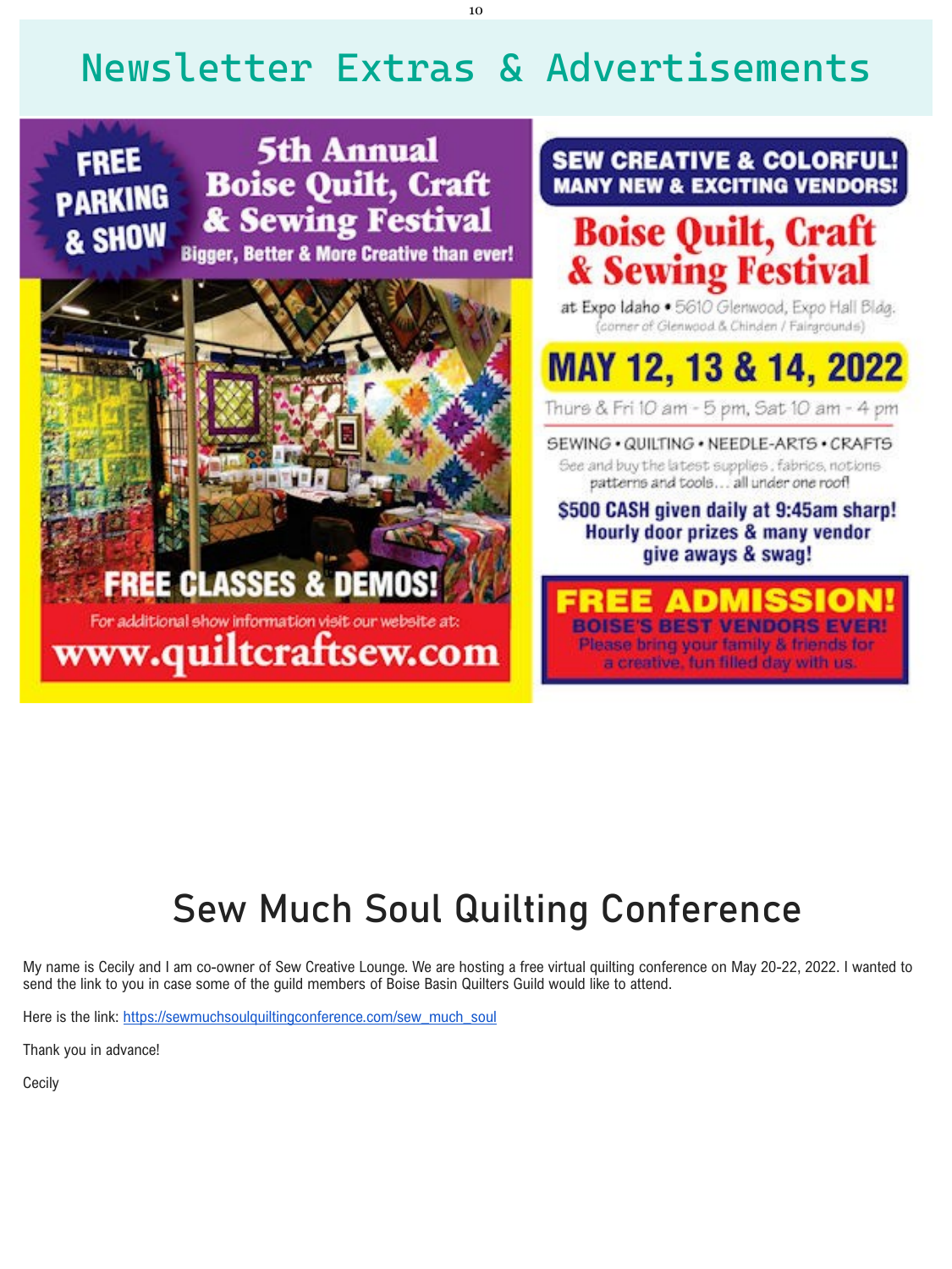# Newsletter Extras & Advertisements

**FREE PARKING & SHOW**

## 5th Annual Boise Quilt, Craft & Sewing Festival

Bigger, Better & More Creative than ever!

**FREE CLASSES & DEMOS!**

For additional show information visit our website at:

**www.quiltcraftsew.com**

**SEW CREATIVE & COLORFUL! MANY NEW & EXCITING VENDORS!**

## Boise Quilt, Craft & Sewing Festival

at Expo Idaho • 5610 Glenwood, Expo Hall Bldg.
(corner of Glenwood & Chinden / Fairgrounds)

**MAY 12, 13 & 14, 2022**

Thurs & Fri 10 am - 5 pm, Sat 10 am - 4 pm

SEWING • QUILTING • NEEDLE-ARTS • CRAFTS

See and buy the latest supplies, fabrics, notions patterns and tools... all under one roof!

**$500 CASH given daily at 9:45am sharp! Hourly door prizes & many vendor give aways & swag!**

**FREE ADMISSION!**
**BOISE'S BEST VENDORS EVER!**
Please bring your family & friends for a creative, fun filled day with us.

# Sew Much Soul Quilting Conference

My name is Cecily and I am co-owner of Sew Creative Lounge. We are hosting a free virtual quilting conference on May 20-22, 2022. I wanted to send the link to you in case some of the guild members of Boise Basin Quilters Guild would like to attend.

Here is the link: https://sewmuchsoulquiltingconference.com/sew_much_soul

Thank you in advance!

Cecily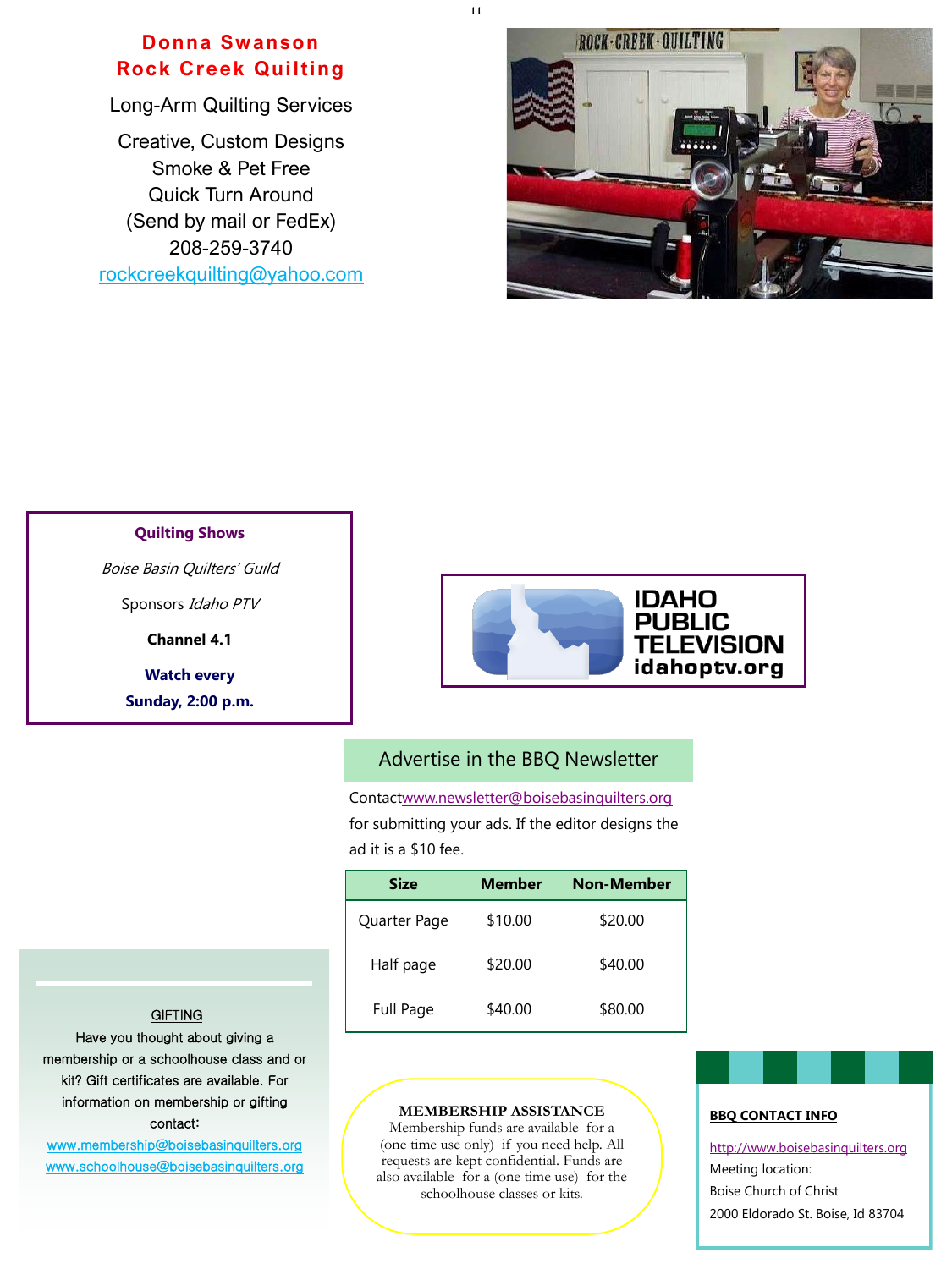## Donna Swanson
## Rock Creek Quilting

Long-Arm Quilting Services

Creative, Custom Designs
Smoke & Pet Free
Quick Turn Around
(Send by mail or FedEx)
208-259-3740
rockcreekquilting@yahoo.com

**Quilting Shows**

*Boise Basin Quilters' Guild*

Sponsors *Idaho PTV*

**Channel 4.1**

**Watch every**

**Sunday, 2:00 p.m.**

IDAHO PUBLIC TELEVISION
idahoptv.org

### Advertise in the BBQ Newsletter

Contactwww.newsletter@boisebasinquilters.org for submitting your ads. If the editor designs the ad it is a $10 fee.

| Size | Member | Non-Member |
|---|---|---|
| Quarter Page | $10.00 | $20.00 |
| Half page | $20.00 | $40.00 |
| Full Page | $40.00 | $80.00 |

GIFTING

Have you thought about giving a membership or a schoolhouse class and or kit? Gift certificates are available. For information on membership or gifting contact:

www.membership@boisebasinquilters.org
www.schoolhouse@boisebasinquilters.org

**MEMBERSHIP ASSISTANCE**

Membership funds are available for a (one time use only) if you need help. All requests are kept confidential. Funds are also available for a (one time use) for the schoolhouse classes or kits.

**BBQ CONTACT INFO**

http://www.boisebasinquilters.org
Meeting location:
Boise Church of Christ
2000 Eldorado St. Boise, Id 83704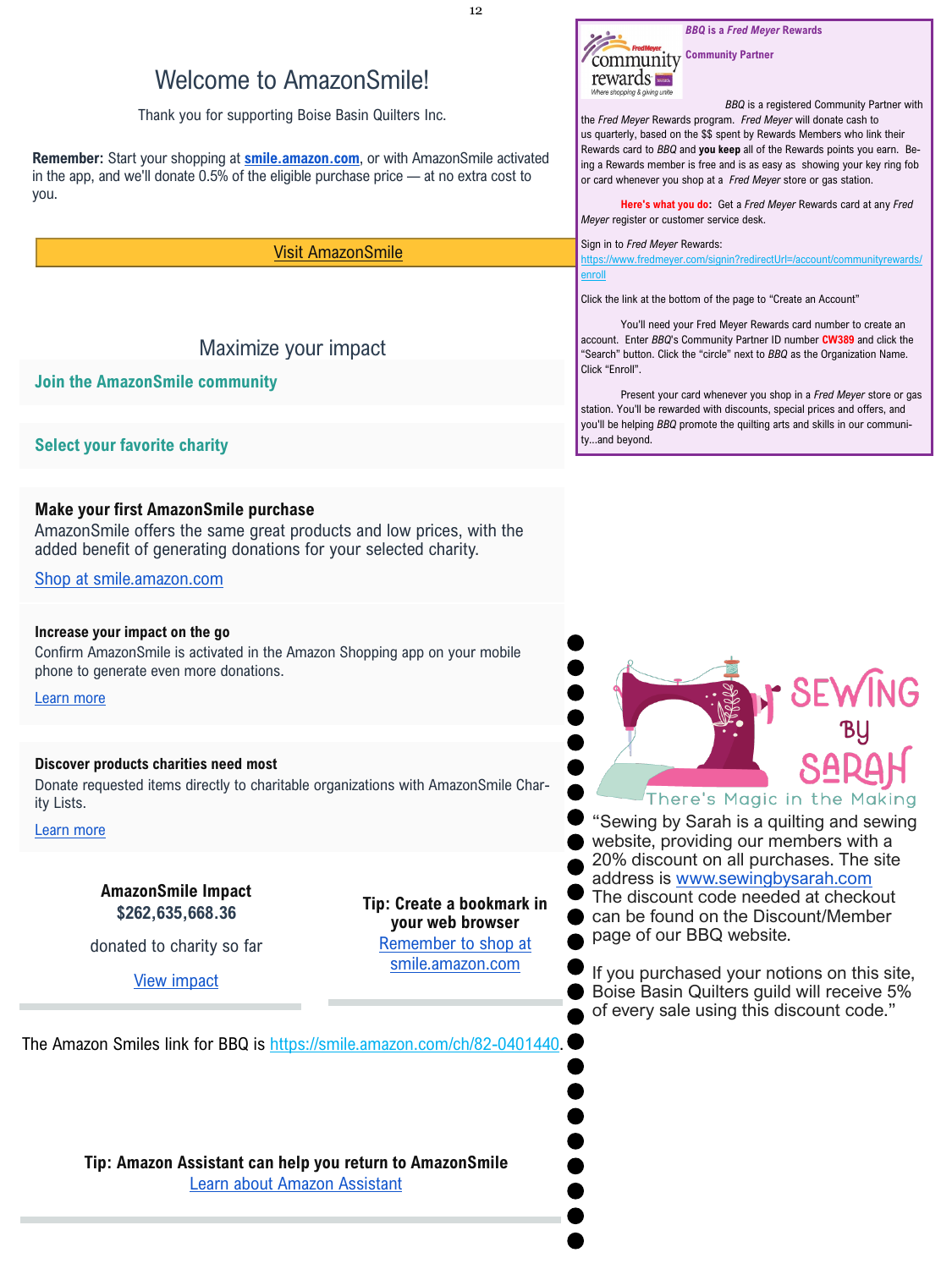# Welcome to AmazonSmile!

Thank you for supporting Boise Basin Quilters Inc.

**Remember:** Start your shopping at **smile.amazon.com**, or with AmazonSmile activated in the app, and we'll donate 0.5% of the eligible purchase price — at no extra cost to you.

Visit AmazonSmile

## Maximize your impact

**Join the AmazonSmile community**

**Select your favorite charity**

**Make your first AmazonSmile purchase**

AmazonSmile offers the same great products and low prices, with the added benefit of generating donations for your selected charity.

Shop at smile.amazon.com

**Increase your impact on the go**

Confirm AmazonSmile is activated in the Amazon Shopping app on your mobile phone to generate even more donations.

Learn more

**Discover products charities need most**

Donate requested items directly to charitable organizations with AmazonSmile Charity Lists.

Learn more

**AmazonSmile Impact**
**$262,635,668.36**

donated to charity so far

View impact

**Tip: Create a bookmark in your web browser**

Remember to shop at smile.amazon.com

The Amazon Smiles link for BBQ is https://smile.amazon.com/ch/82-0401440.

**Tip: Amazon Assistant can help you return to AmazonSmile**

Learn about Amazon Assistant

***BBQ* is a *Fred Meyer* Rewards Community Partner**

*BBQ* is a registered Community Partner with the *Fred Meyer* Rewards program. *Fred Meyer* will donate cash to us quarterly, based on the $$ spent by Rewards Members who link their Rewards card to *BBQ* and **you keep** all of the Rewards points you earn. Being a Rewards member is free and is as easy as showing your key ring fob or card whenever you shop at a *Fred Meyer* store or gas station.

**Here's what you do:** Get a *Fred Meyer* Rewards card at any *Fred Meyer* register or customer service desk.

Sign in to *Fred Meyer* Rewards: https://www.fredmeyer.com/signin?redirectUrl=/account/communityrewards/enroll

Click the link at the bottom of the page to "Create an Account"

You'll need your Fred Meyer Rewards card number to create an account. Enter *BBQ*'s Community Partner ID number **CW389** and click the "Search" button. Click the "circle" next to *BBQ* as the Organization Name. Click "Enroll".

Present your card whenever you shop in a *Fred Meyer* store or gas station. You'll be rewarded with discounts, special prices and offers, and you'll be helping *BBQ* promote the quilting arts and skills in our community...and beyond.

SEWING BY SARAH
There's Magic in the Making

"Sewing by Sarah is a quilting and sewing website, providing our members with a 20% discount on all purchases. The site address is www.sewingbysarah.com The discount code needed at checkout can be found on the Discount/Member page of our BBQ website.

If you purchased your notions on this site, Boise Basin Quilters guild will receive 5% of every sale using this discount code."